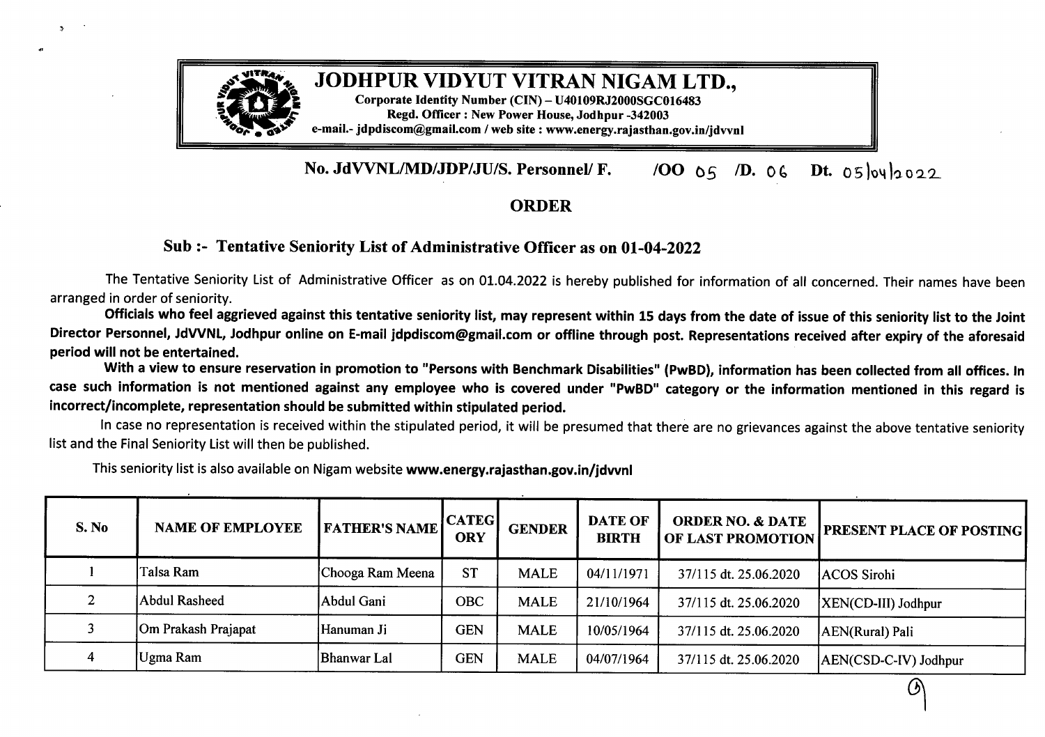# JODHPUR VIDYUT VITRAN NIGAM LTD.,

**Corporate Identity Number (CIN) – U40109RJ2000SGC016483**
**Regd. Officer : New Power House, Jodhpur -342003**
**e-mail.- jdpdiscom@gmail.com / web site : www.energy.rajasthan.gov.in/jdvvnl**

**No. JdVVNL/MD/JDP/JU/S. Personnel/ F. /OO 05 /D. 06 Dt. 05/04/2022**

## ORDER

### Sub :- Tentative Seniority List of Administrative Officer as on 01-04-2022

The Tentative Seniority List of Administrative Officer as on 01.04.2022 is hereby published for information of all concerned. Their names have been arranged in order of seniority.

**Officials who feel aggrieved against this tentative seniority list, may represent within 15 days from the date of issue of this seniority list to the Joint Director Personnel, JdVVNL, Jodhpur online on E-mail jdpdiscom@gmail.com or offline through post. Representations received after expiry of the aforesaid period will not be entertained.**

**With a view to ensure reservation in promotion to "Persons with Benchmark Disabilities" (PwBD), information has been collected from all offices. In case such information is not mentioned against any employee who is covered under "PwBD" category or the information mentioned in this regard is incorrect/incomplete, representation should be submitted within stipulated period.**

In case no representation is received within the stipulated period, it will be presumed that there are no grievances against the above tentative seniority list and the Final Seniority List will then be published.

This seniority list is also available on Nigam website **www.energy.rajasthan.gov.in/jdvvnl**

| S. No | NAME OF EMPLOYEE | FATHER'S NAME | CATEGORY | GENDER | DATE OF BIRTH | ORDER NO. & DATE OF LAST PROMOTION | PRESENT PLACE OF POSTING |
|---|---|---|---|---|---|---|---|
| 1 | Talsa Ram | Chooga Ram Meena | ST | MALE | 04/11/1971 | 37/115 dt. 25.06.2020 | ACOS Sirohi |
| 2 | Abdul Rasheed | Abdul Gani | OBC | MALE | 21/10/1964 | 37/115 dt. 25.06.2020 | XEN(CD-III) Jodhpur |
| 3 | Om Prakash Prajapat | Hanuman Ji | GEN | MALE | 10/05/1964 | 37/115 dt. 25.06.2020 | AEN(Rural) Pali |
| 4 | Ugma Ram | Bhanwar Lal | GEN | MALE | 04/07/1964 | 37/115 dt. 25.06.2020 | AEN(CSD-C-IV) Jodhpur |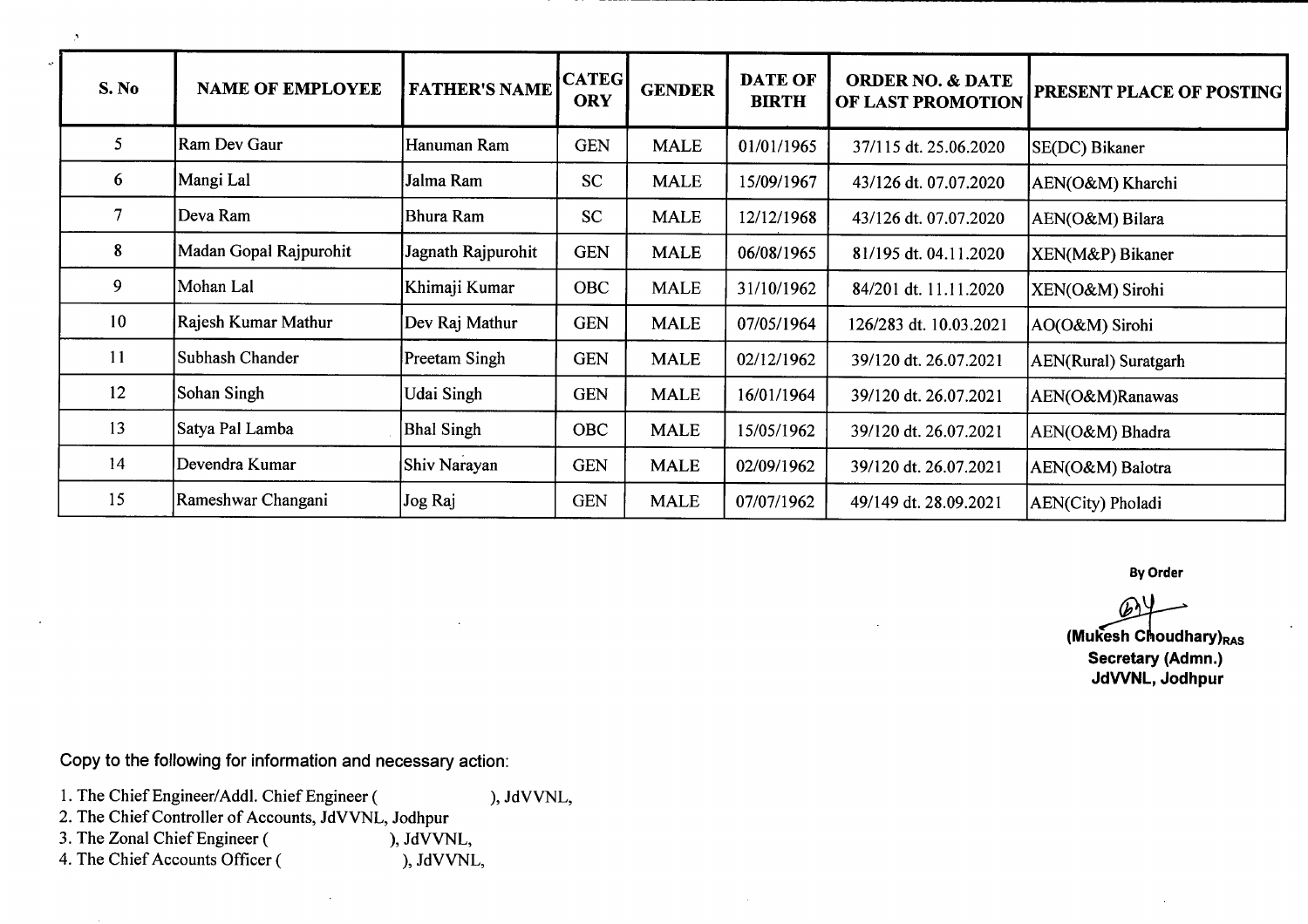| S. No | NAME OF EMPLOYEE | FATHER'S NAME | CATEGORY | GENDER | DATE OF BIRTH | ORDER NO. & DATE OF LAST PROMOTION | PRESENT PLACE OF POSTING |
|---|---|---|---|---|---|---|---|
| 5 | Ram Dev Gaur | Hanuman Ram | GEN | MALE | 01/01/1965 | 37/115 dt. 25.06.2020 | SE(DC) Bikaner |
| 6 | Mangi Lal | Jalma Ram | SC | MALE | 15/09/1967 | 43/126 dt. 07.07.2020 | AEN(O&M) Kharchi |
| 7 | Deva Ram | Bhura Ram | SC | MALE | 12/12/1968 | 43/126 dt. 07.07.2020 | AEN(O&M) Bilara |
| 8 | Madan Gopal Rajpurohit | Jagnath Rajpurohit | GEN | MALE | 06/08/1965 | 81/195 dt. 04.11.2020 | XEN(M&P) Bikaner |
| 9 | Mohan Lal | Khimaji Kumar | OBC | MALE | 31/10/1962 | 84/201 dt. 11.11.2020 | XEN(O&M) Sirohi |
| 10 | Rajesh Kumar Mathur | Dev Raj Mathur | GEN | MALE | 07/05/1964 | 126/283 dt. 10.03.2021 | AO(O&M) Sirohi |
| 11 | Subhash Chander | Preetam Singh | GEN | MALE | 02/12/1962 | 39/120 dt. 26.07.2021 | AEN(Rural) Suratgarh |
| 12 | Sohan Singh | Udai Singh | GEN | MALE | 16/01/1964 | 39/120 dt. 26.07.2021 | AEN(O&M)Ranawas |
| 13 | Satya Pal Lamba | Bhal Singh | OBC | MALE | 15/05/1962 | 39/120 dt. 26.07.2021 | AEN(O&M) Bhadra |
| 14 | Devendra Kumar | Shiv Narayan | GEN | MALE | 02/09/1962 | 39/120 dt. 26.07.2021 | AEN(O&M) Balotra |
| 15 | Rameshwar Changani | Jog Raj | GEN | MALE | 07/07/1962 | 49/149 dt. 28.09.2021 | AEN(City) Pholadi |

**By Order**

**(Mukesh Choudhary)$_{RAS}$**
**Secretary (Admn.)**
**JdVVNL, Jodhpur**

Copy to the following for information and necessary action:

1. The Chief Engineer/Addl. Chief Engineer ( ), JdVVNL,
2. The Chief Controller of Accounts, JdVVNL, Jodhpur
3. The Zonal Chief Engineer ( ), JdVVNL,
4. The Chief Accounts Officer ( ), JdVVNL,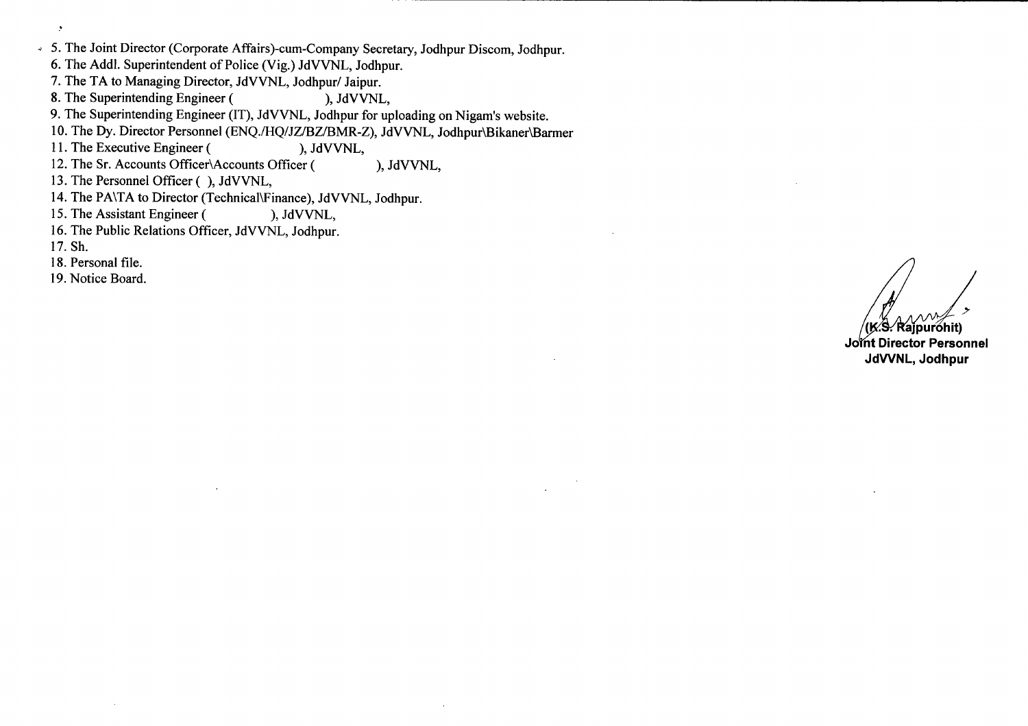5. The Joint Director (Corporate Affairs)-cum-Company Secretary, Jodhpur Discom, Jodhpur.
6. The Addl. Superintendent of Police (Vig.) JdVVNL, Jodhpur.
7. The TA to Managing Director, JdVVNL, Jodhpur/ Jaipur.
8. The Superintending Engineer ( ), JdVVNL,
9. The Superintending Engineer (IT), JdVVNL, Jodhpur for uploading on Nigam's website.
10. The Dy. Director Personnel (ENQ./HQ/JZ/BZ/BMR-Z), JdVVNL, Jodhpur\Bikaner\Barmer
11. The Executive Engineer ( ), JdVVNL,
12. The Sr. Accounts Officer\Accounts Officer ( ), JdVVNL,
13. The Personnel Officer ( ), JdVVNL,
14. The PA\TA to Director (Technical\Finance), JdVVNL, Jodhpur.
15. The Assistant Engineer ( ), JdVVNL,
16. The Public Relations Officer, JdVVNL, Jodhpur.
17. Sh.
18. Personal file.
19. Notice Board.

(K.S. Rajpurohit)
**Joint Director Personnel**
**JdVVNL, Jodhpur**